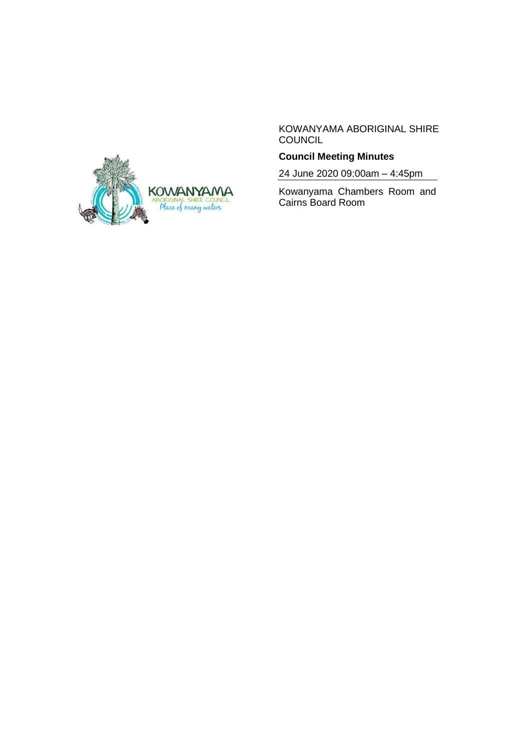KOWANYAMA ABORIGINAL SHIRE COUNCIL

**Council Meeting Minutes**

24 June 2020 09:00am – 4:45pm

Kowanyama Chambers Room and Cairns Board Room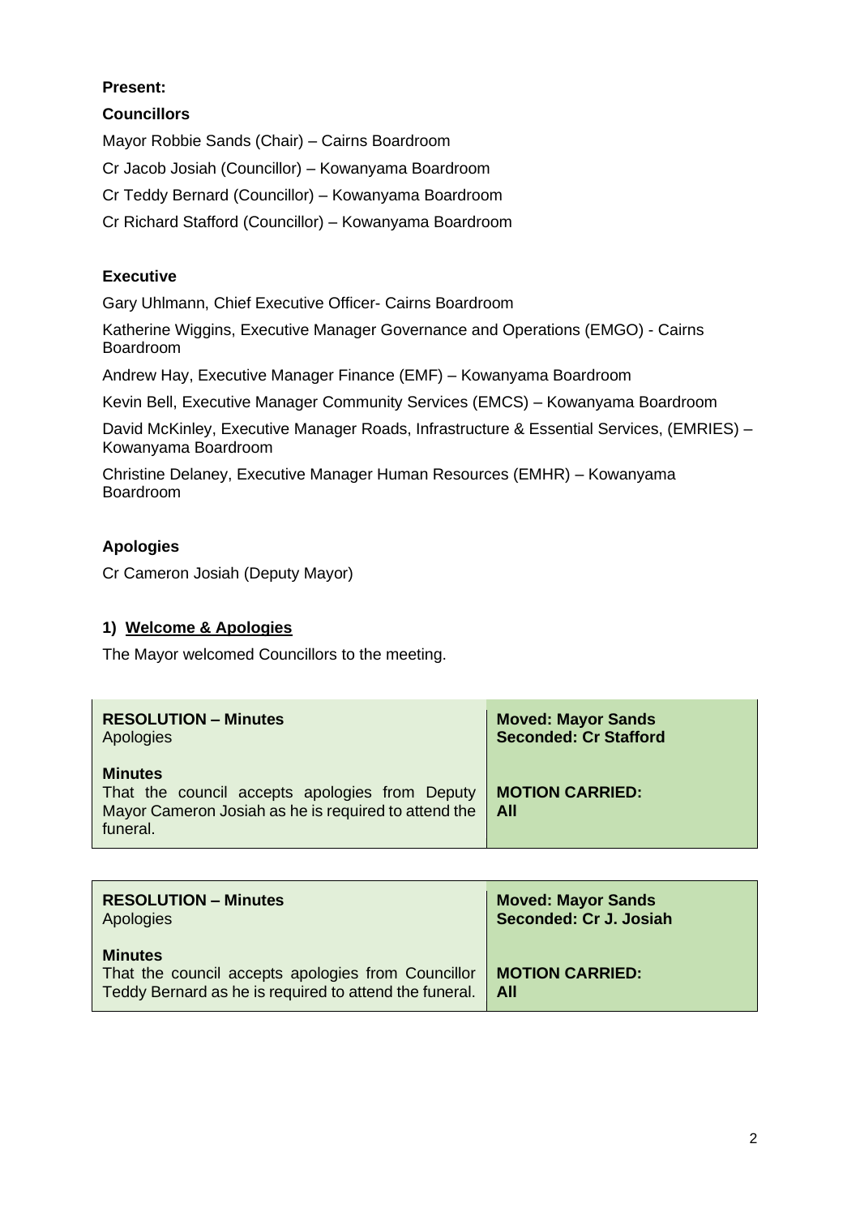**Present:**

**Councillors**

Mayor Robbie Sands (Chair) – Cairns Boardroom

Cr Jacob Josiah (Councillor) – Kowanyama Boardroom

Cr Teddy Bernard (Councillor) – Kowanyama Boardroom

Cr Richard Stafford (Councillor) – Kowanyama Boardroom

**Executive**

Gary Uhlmann, Chief Executive Officer- Cairns Boardroom

Katherine Wiggins, Executive Manager Governance and Operations (EMGO) - Cairns Boardroom

Andrew Hay, Executive Manager Finance (EMF) – Kowanyama Boardroom

Kevin Bell, Executive Manager Community Services (EMCS) – Kowanyama Boardroom

David McKinley, Executive Manager Roads, Infrastructure & Essential Services, (EMRIES) – Kowanyama Boardroom

Christine Delaney, Executive Manager Human Resources (EMHR) – Kowanyama Boardroom

**Apologies**

Cr Cameron Josiah (Deputy Mayor)

## 1) Welcome & Apologies

The Mayor welcomed Councillors to the meeting.

| **RESOLUTION – Minutes**<br>Apologies<br><br>**Minutes**<br>That the council accepts apologies from Deputy Mayor Cameron Josiah as he is required to attend the funeral. | **Moved: Mayor Sands**<br>**Seconded: Cr Stafford**<br><br>**MOTION CARRIED:**<br>**All** |
|---|---|

| **RESOLUTION – Minutes**<br>Apologies<br><br>**Minutes**<br>That the council accepts apologies from Councillor Teddy Bernard as he is required to attend the funeral. | **Moved: Mayor Sands**<br>**Seconded: Cr J. Josiah**<br><br>**MOTION CARRIED:**<br>**All** |
|---|---|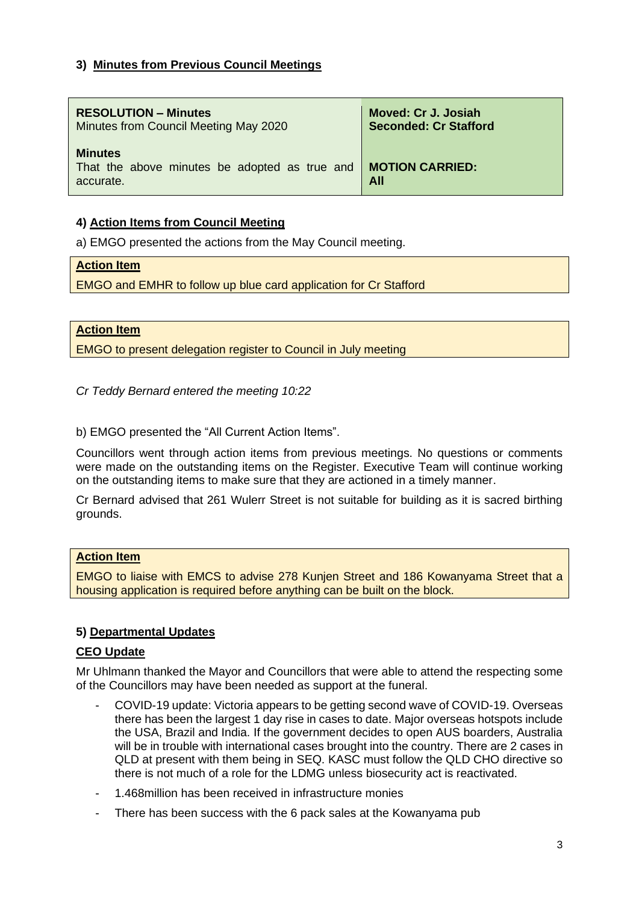### 3) **Minutes from Previous Council Meetings**

| **RESOLUTION – Minutes** Minutes from Council Meeting May 2020 | **Moved: Cr J. Josiah** **Seconded: Cr Stafford** |
|---|---|
| **Minutes** That the above minutes be adopted as true and accurate. | **MOTION CARRIED: All** |

### 4) **Action Items from Council Meeting**

a) EMGO presented the actions from the May Council meeting.

| **Action Item** |
|---|
| EMGO and EMHR to follow up blue card application for Cr Stafford |

| **Action Item** |
|---|
| EMGO to present delegation register to Council in July meeting |

*Cr Teddy Bernard entered the meeting 10:22*

b) EMGO presented the "All Current Action Items".

Councillors went through action items from previous meetings. No questions or comments were made on the outstanding items on the Register. Executive Team will continue working on the outstanding items to make sure that they are actioned in a timely manner.

Cr Bernard advised that 261 Wulerr Street is not suitable for building as it is sacred birthing grounds.

| **Action Item** |
|---|
| EMGO to liaise with EMCS to advise 278 Kunjen Street and 186 Kowanyama Street that a housing application is required before anything can be built on the block. |

### 5) **Departmental Updates**

#### **CEO Update**

Mr Uhlmann thanked the Mayor and Councillors that were able to attend the respecting some of the Councillors may have been needed as support at the funeral.

- COVID-19 update: Victoria appears to be getting second wave of COVID-19. Overseas there has been the largest 1 day rise in cases to date. Major overseas hotspots include the USA, Brazil and India. If the government decides to open AUS boarders, Australia will be in trouble with international cases brought into the country. There are 2 cases in QLD at present with them being in SEQ. KASC must follow the QLD CHO directive so there is not much of a role for the LDMG unless biosecurity act is reactivated.
- 1.468million has been received in infrastructure monies
- There has been success with the 6 pack sales at the Kowanyama pub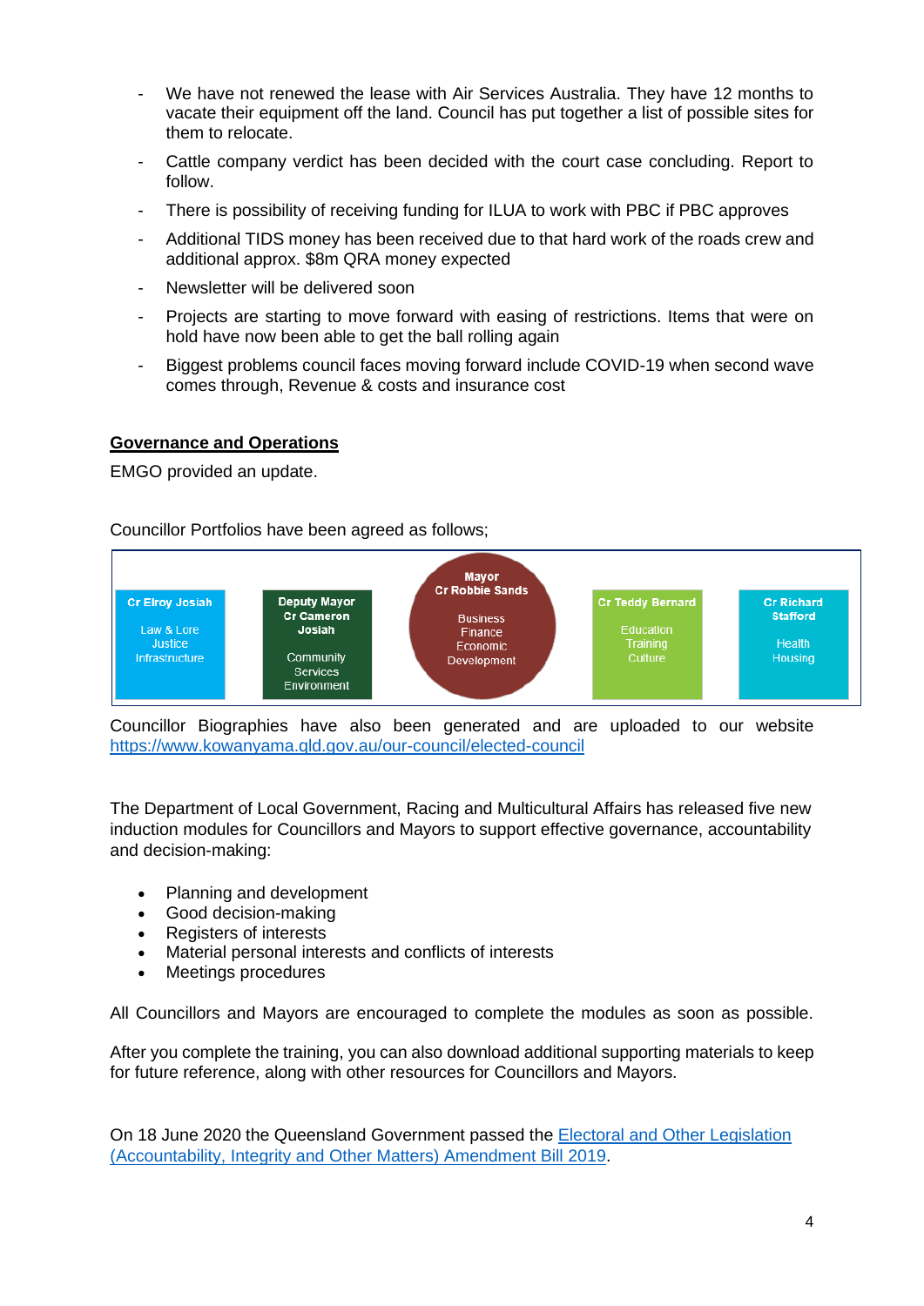- We have not renewed the lease with Air Services Australia. They have 12 months to vacate their equipment off the land. Council has put together a list of possible sites for them to relocate.
- Cattle company verdict has been decided with the court case concluding. Report to follow.
- There is possibility of receiving funding for ILUA to work with PBC if PBC approves
- Additional TIDS money has been received due to that hard work of the roads crew and additional approx. $8m QRA money expected
- Newsletter will be delivered soon
- Projects are starting to move forward with easing of restrictions. Items that were on hold have now been able to get the ball rolling again
- Biggest problems council faces moving forward include COVID-19 when second wave comes through, Revenue & costs and insurance cost

## Governance and Operations

EMGO provided an update.

Councillor Portfolios have been agreed as follows;

| Cr Elroy Josiah | Deputy Mayor Cr Cameron Josiah | Mayor Cr Robbie Sands | Cr Teddy Bernard | Cr Richard Stafford |
|---|---|---|---|---|
| Law & Lore<br>Justice<br>Infrastructure | Community<br>Services<br>Environment | Business<br>Finance<br>Economic<br>Development | Education<br>Training<br>Culture | Health<br>Housing |

Councillor Biographies have also been generated and are uploaded to our website [https://www.kowanyama.qld.gov.au/our-council/elected-council](https://www.kowanyama.qld.gov.au/our-council/elected-council)

The Department of Local Government, Racing and Multicultural Affairs has released five new induction modules for Councillors and Mayors to support effective governance, accountability and decision-making:

- Planning and development
- Good decision-making
- Registers of interests
- Material personal interests and conflicts of interests
- Meetings procedures

All Councillors and Mayors are encouraged to complete the modules as soon as possible.

After you complete the training, you can also download additional supporting materials to keep for future reference, along with other resources for Councillors and Mayors.

On 18 June 2020 the Queensland Government passed the Electoral and Other Legislation (Accountability, Integrity and Other Matters) Amendment Bill 2019.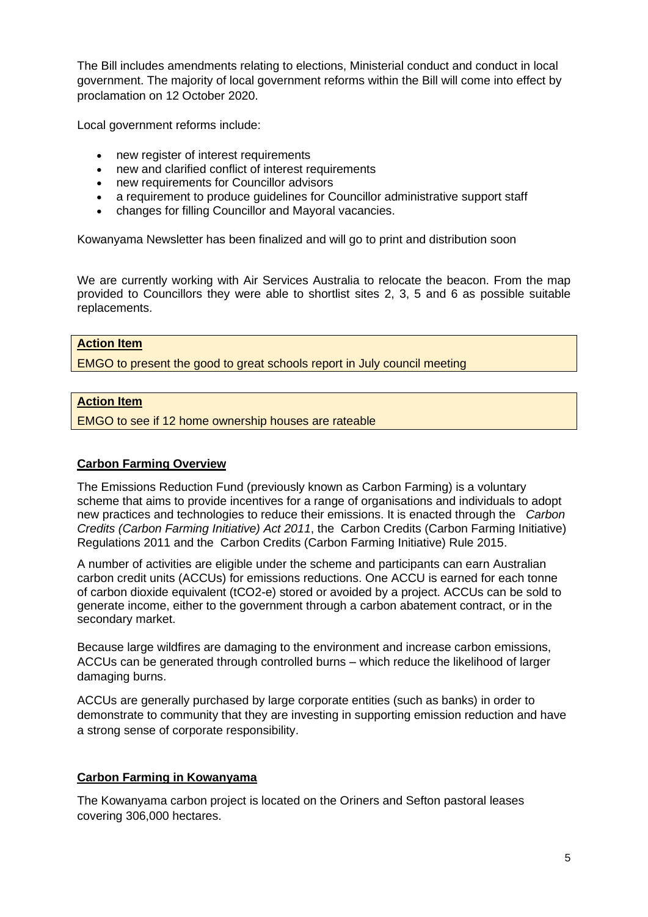The Bill includes amendments relating to elections, Ministerial conduct and conduct in local government. The majority of local government reforms within the Bill will come into effect by proclamation on 12 October 2020.

Local government reforms include:

- new register of interest requirements
- new and clarified conflict of interest requirements
- new requirements for Councillor advisors
- a requirement to produce guidelines for Councillor administrative support staff
- changes for filling Councillor and Mayoral vacancies.

Kowanyama Newsletter has been finalized and will go to print and distribution soon

We are currently working with Air Services Australia to relocate the beacon. From the map provided to Councillors they were able to shortlist sites 2, 3, 5 and 6 as possible suitable replacements.

| **Action Item** |
| --- |
| EMGO to present the good to great schools report in July council meeting |

| **Action Item** |
| --- |
| EMGO to see if 12 home ownership houses are rateable |

**Carbon Farming Overview**

The Emissions Reduction Fund (previously known as Carbon Farming) is a voluntary scheme that aims to provide incentives for a range of organisations and individuals to adopt new practices and technologies to reduce their emissions. It is enacted through the *Carbon Credits (Carbon Farming Initiative) Act 2011*, the Carbon Credits (Carbon Farming Initiative) Regulations 2011 and the Carbon Credits (Carbon Farming Initiative) Rule 2015.

A number of activities are eligible under the scheme and participants can earn Australian carbon credit units (ACCUs) for emissions reductions. One ACCU is earned for each tonne of carbon dioxide equivalent (tCO2-e) stored or avoided by a project. ACCUs can be sold to generate income, either to the government through a carbon abatement contract, or in the secondary market.

Because large wildfires are damaging to the environment and increase carbon emissions, ACCUs can be generated through controlled burns – which reduce the likelihood of larger damaging burns.

ACCUs are generally purchased by large corporate entities (such as banks) in order to demonstrate to community that they are investing in supporting emission reduction and have a strong sense of corporate responsibility.

**Carbon Farming in Kowanyama**

The Kowanyama carbon project is located on the Oriners and Sefton pastoral leases covering 306,000 hectares.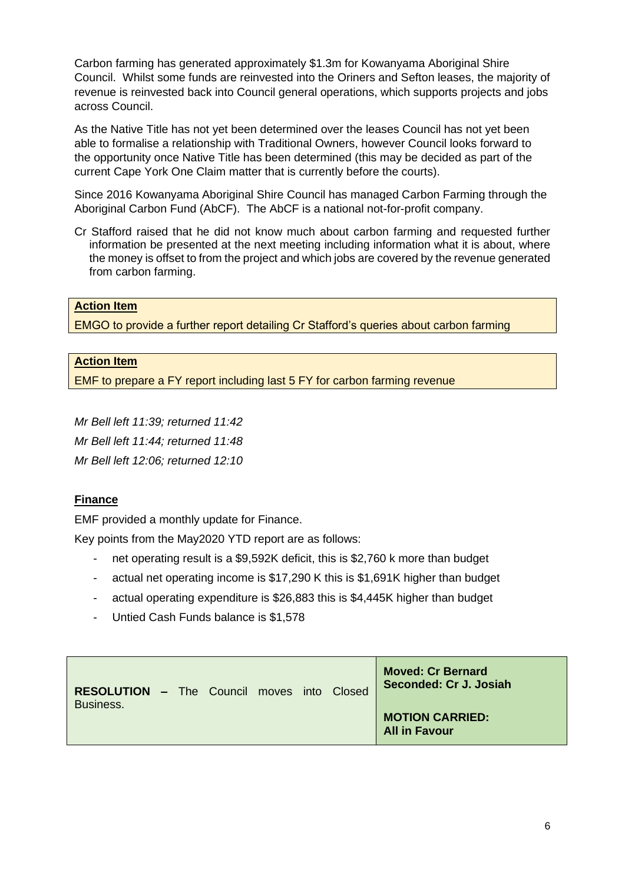Carbon farming has generated approximately $1.3m for Kowanyama Aboriginal Shire Council. Whilst some funds are reinvested into the Oriners and Sefton leases, the majority of revenue is reinvested back into Council general operations, which supports projects and jobs across Council.

As the Native Title has not yet been determined over the leases Council has not yet been able to formalise a relationship with Traditional Owners, however Council looks forward to the opportunity once Native Title has been determined (this may be decided as part of the current Cape York One Claim matter that is currently before the courts).

Since 2016 Kowanyama Aboriginal Shire Council has managed Carbon Farming through the Aboriginal Carbon Fund (AbCF). The AbCF is a national not-for-profit company.

Cr Stafford raised that he did not know much about carbon farming and requested further information be presented at the next meeting including information what it is about, where the money is offset to from the project and which jobs are covered by the revenue generated from carbon farming.

| **Action Item** |
| --- |
| EMGO to provide a further report detailing Cr Stafford's queries about carbon farming |

| **Action Item** |
| --- |
| EMF to prepare a FY report including last 5 FY for carbon farming revenue |

*Mr Bell left 11:39; returned 11:42*

*Mr Bell left 11:44; returned 11:48*

*Mr Bell left 12:06; returned 12:10*

**Finance**

EMF provided a monthly update for Finance.

Key points from the May2020 YTD report are as follows:

- net operating result is a $9,592K deficit, this is $2,760 k more than budget
- actual net operating income is $17,290 K this is $1,691K higher than budget
- actual operating expenditure is $26,883 this is $4,445K higher than budget
- Untied Cash Funds balance is $1,578

| **RESOLUTION** – The Council moves into Closed Business. | **Moved: Cr Bernard** **Seconded: Cr J. Josiah** **MOTION CARRIED: All in Favour** |
| --- | --- |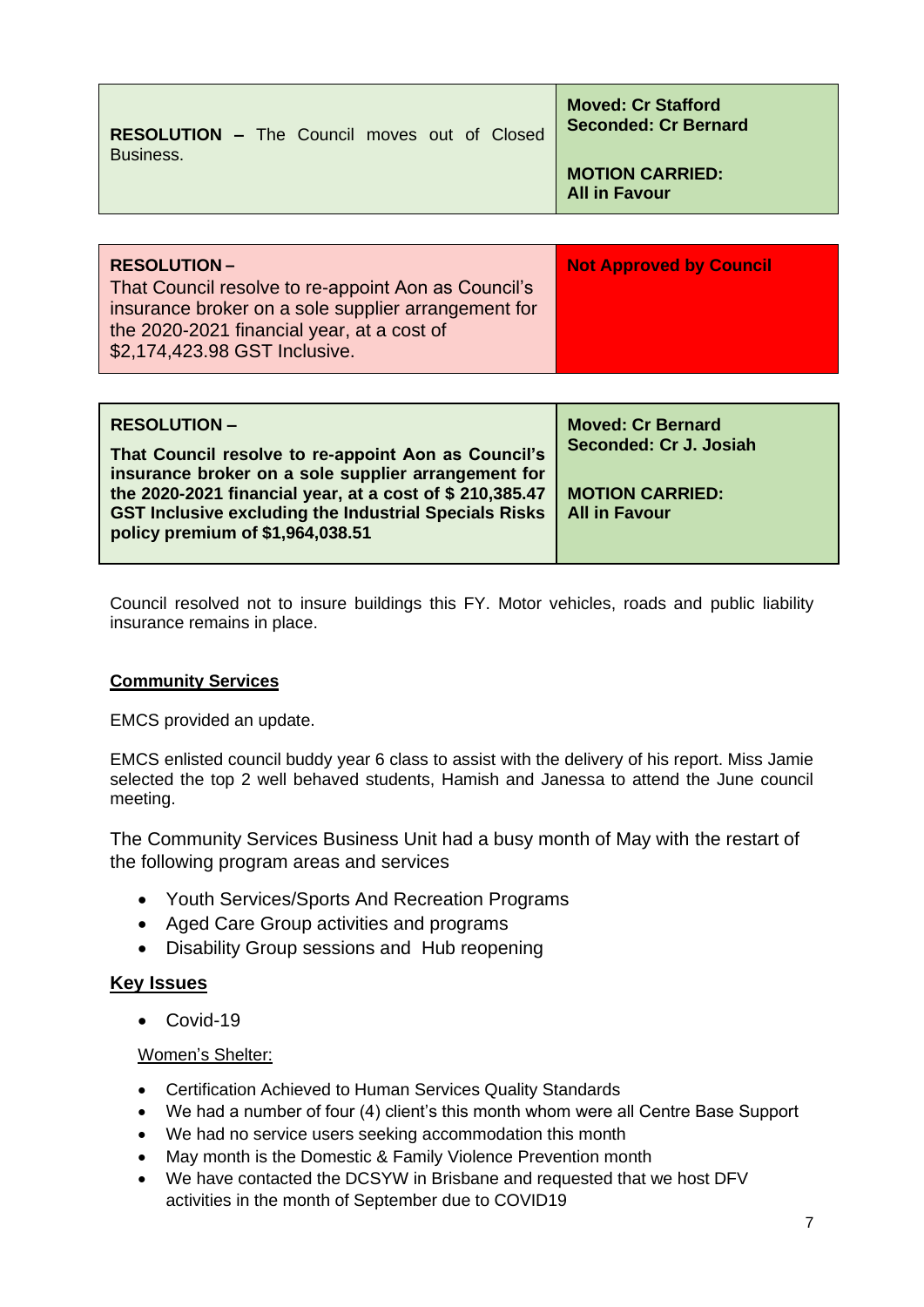| **RESOLUTION –** The Council moves out of Closed Business. | **Moved: Cr Stafford**<br>**Seconded: Cr Bernard**<br><br>**MOTION CARRIED:**<br>**All in Favour** |
|---|---|

| **RESOLUTION –**<br>That Council resolve to re-appoint Aon as Council's insurance broker on a sole supplier arrangement for the 2020-2021 financial year, at a cost of $2,174,423.98 GST Inclusive. | **Not Approved by Council** |
|---|---|

| **RESOLUTION –**<br>**That Council resolve to re-appoint Aon as Council's insurance broker on a sole supplier arrangement for the 2020-2021 financial year, at a cost of $ 210,385.47 GST Inclusive excluding the Industrial Specials Risks policy premium of $1,964,038.51** | **Moved: Cr Bernard**<br>**Seconded: Cr J. Josiah**<br><br>**MOTION CARRIED:**<br>**All in Favour** |
|---|---|

Council resolved not to insure buildings this FY. Motor vehicles, roads and public liability insurance remains in place.

**Community Services**

EMCS provided an update.

EMCS enlisted council buddy year 6 class to assist with the delivery of his report. Miss Jamie selected the top 2 well behaved students, Hamish and Janessa to attend the June council meeting.

The Community Services Business Unit had a busy month of May with the restart of the following program areas and services

- Youth Services/Sports And Recreation Programs
- Aged Care Group activities and programs
- Disability Group sessions and Hub reopening

**Key Issues**

- Covid-19

Women's Shelter:

- Certification Achieved to Human Services Quality Standards
- We had a number of four (4) client's this month whom were all Centre Base Support
- We had no service users seeking accommodation this month
- May month is the Domestic & Family Violence Prevention month
- We have contacted the DCSYW in Brisbane and requested that we host DFV activities in the month of September due to COVID19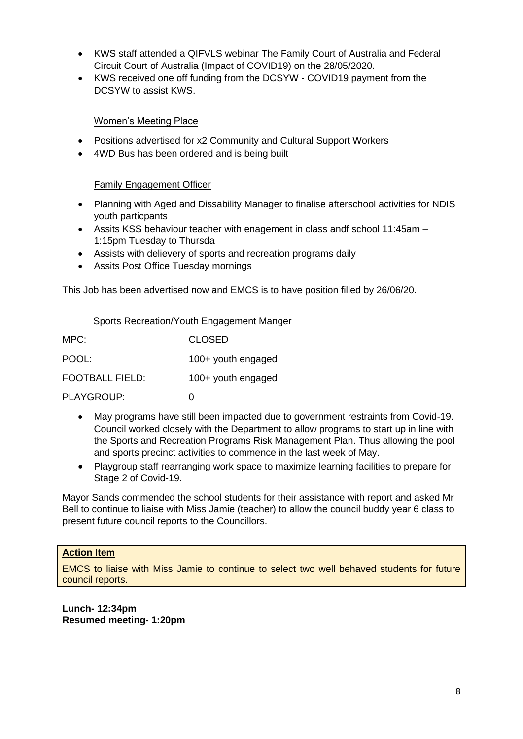- KWS staff attended a QIFVLS webinar The Family Court of Australia and Federal Circuit Court of Australia (Impact of COVID19) on the 28/05/2020.
- KWS received one off funding from the DCSYW - COVID19 payment from the DCSYW to assist KWS.

<u>Women's Meeting Place</u>

- Positions advertised for x2 Community and Cultural Support Workers
- 4WD Bus has been ordered and is being built

<u>Family Engagement Officer</u>

- Planning with Aged and Dissability Manager to finalise afterschool activities for NDIS youth particpants
- Assits KSS behaviour teacher with enagement in class andf school 11:45am – 1:15pm Tuesday to Thursda
- Assists with delievery of sports and recreation programs daily
- Assits Post Office Tuesday mornings

This Job has been advertised now and EMCS is to have position filled by 26/06/20.

<u>Sports Recreation/Youth Engagement Manger</u>

| | |
|---|---|
| MPC: | CLOSED |
| POOL: | 100+ youth engaged |
| FOOTBALL FIELD: | 100+ youth engaged |
| PLAYGROUP: | 0 |

- May programs have still been impacted due to government restraints from Covid-19. Council worked closely with the Department to allow programs to start up in line with the Sports and Recreation Programs Risk Management Plan. Thus allowing the pool and sports precinct activities to commence in the last week of May.
- Playgroup staff rearranging work space to maximize learning facilities to prepare for Stage 2 of Covid-19.

Mayor Sands commended the school students for their assistance with report and asked Mr Bell to continue to liaise with Miss Jamie (teacher) to allow the council buddy year 6 class to present future council reports to the Councillors.

**<u>Action Item</u>**

EMCS to liaise with Miss Jamie to continue to select two well behaved students for future council reports.

**Lunch- 12:34pm**
**Resumed meeting- 1:20pm**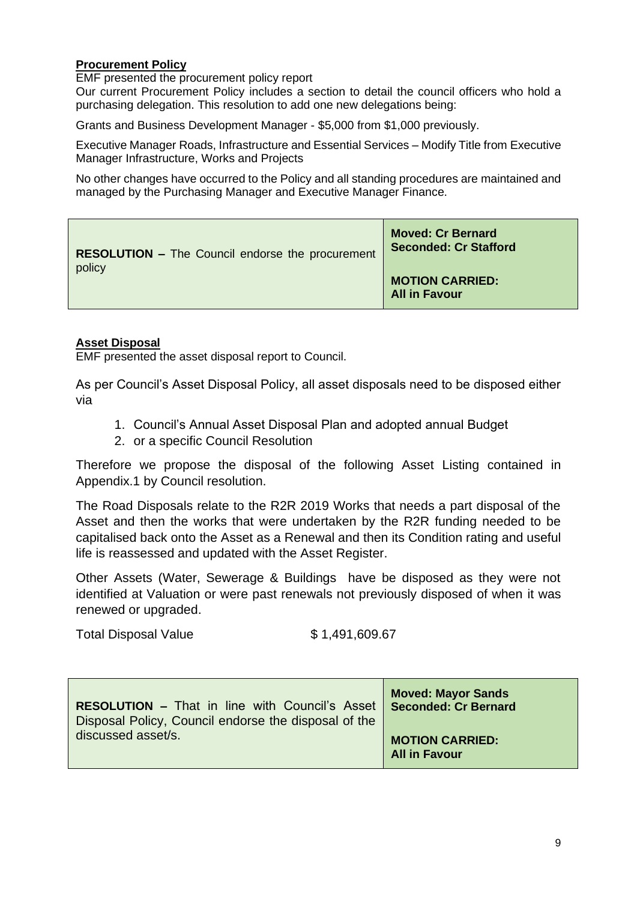**Procurement Policy**

EMF presented the procurement policy report

Our current Procurement Policy includes a section to detail the council officers who hold a purchasing delegation. This resolution to add one new delegations being:

Grants and Business Development Manager - $5,000 from $1,000 previously.

Executive Manager Roads, Infrastructure and Essential Services – Modify Title from Executive Manager Infrastructure, Works and Projects

No other changes have occurred to the Policy and all standing procedures are maintained and managed by the Purchasing Manager and Executive Manager Finance.

| **RESOLUTION –** The Council endorse the procurement policy | **Moved: Cr Bernard**<br>**Seconded: Cr Stafford**<br><br>**MOTION CARRIED:**<br>**All in Favour** |
|---|---|

**Asset Disposal**

EMF presented the asset disposal report to Council.

As per Council's Asset Disposal Policy, all asset disposals need to be disposed either via

1. Council's Annual Asset Disposal Plan and adopted annual Budget
2. or a specific Council Resolution

Therefore we propose the disposal of the following Asset Listing contained in Appendix.1 by Council resolution.

The Road Disposals relate to the R2R 2019 Works that needs a part disposal of the Asset and then the works that were undertaken by the R2R funding needed to be capitalised back onto the Asset as a Renewal and then its Condition rating and useful life is reassessed and updated with the Asset Register.

Other Assets (Water, Sewerage & Buildings have be disposed as they were not identified at Valuation or were past renewals not previously disposed of when it was renewed or upgraded.

Total Disposal Value $ 1,491,609.67

| **RESOLUTION –** That in line with Council's Asset Disposal Policy, Council endorse the disposal of the discussed asset/s. | **Moved: Mayor Sands**<br>**Seconded: Cr Bernard**<br><br>**MOTION CARRIED:**<br>**All in Favour** |
|---|---|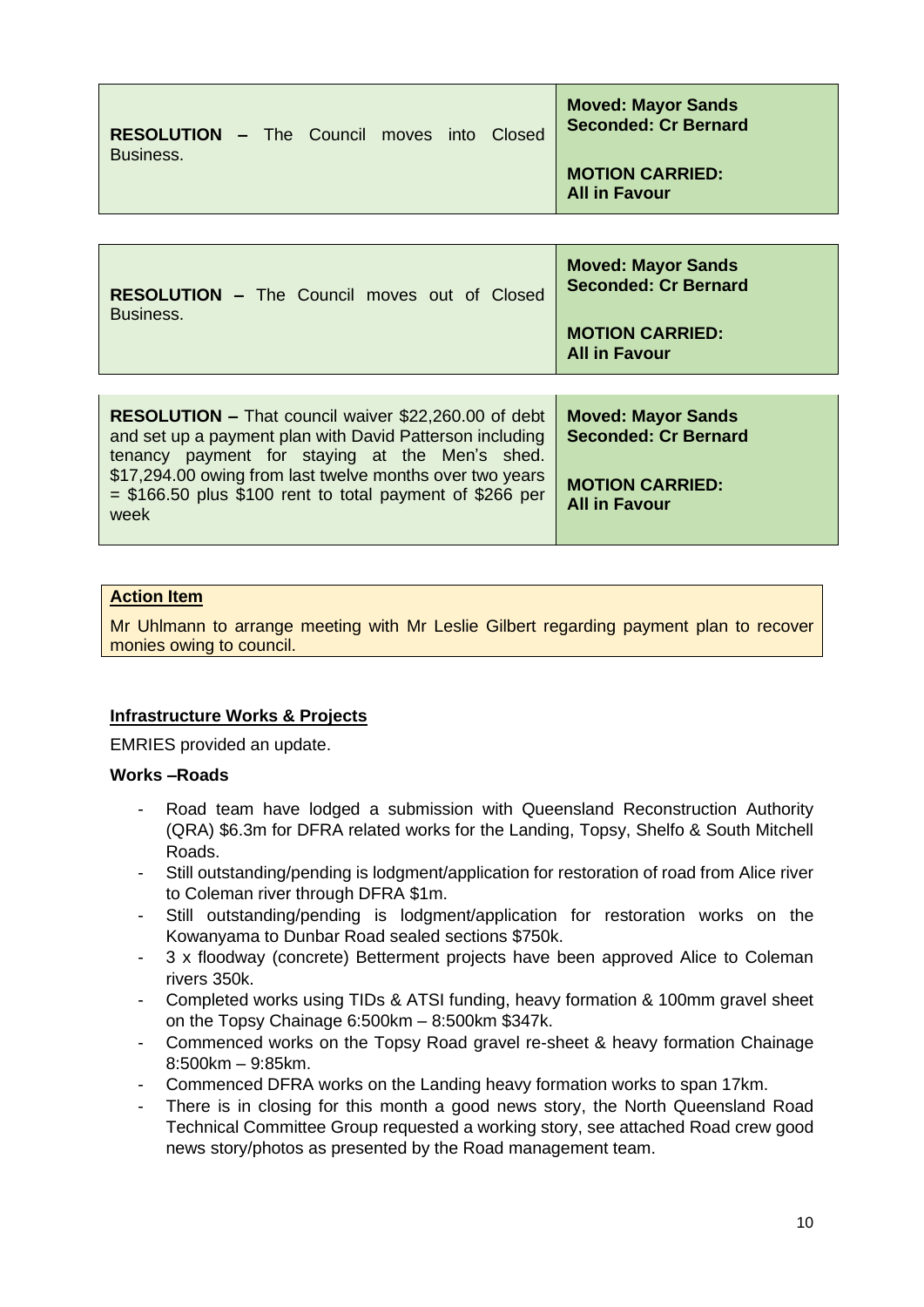| **RESOLUTION –** The Council moves into Closed Business. | **Moved: Mayor Sands**<br>**Seconded: Cr Bernard**<br><br>**MOTION CARRIED:**<br>**All in Favour** |
|---|---|

| **RESOLUTION –** The Council moves out of Closed Business. | **Moved: Mayor Sands**<br>**Seconded: Cr Bernard**<br><br>**MOTION CARRIED:**<br>**All in Favour** |
|---|---|

| **RESOLUTION –** That council waiver $22,260.00 of debt and set up a payment plan with David Patterson including tenancy payment for staying at the Men's shed. $17,294.00 owing from last twelve months over two years = $166.50 plus $100 rent to total payment of $266 per week | **Moved: Mayor Sands**<br>**Seconded: Cr Bernard**<br><br>**MOTION CARRIED:**<br>**All in Favour** |
|---|---|

> **Action Item**
>
> Mr Uhlmann to arrange meeting with Mr Leslie Gilbert regarding payment plan to recover monies owing to council.

**Infrastructure Works & Projects**

EMRIES provided an update.

**Works –Roads**

- Road team have lodged a submission with Queensland Reconstruction Authority (QRA) $6.3m for DFRA related works for the Landing, Topsy, Shelfo & South Mitchell Roads.
- Still outstanding/pending is lodgment/application for restoration of road from Alice river to Coleman river through DFRA $1m.
- Still outstanding/pending is lodgment/application for restoration works on the Kowanyama to Dunbar Road sealed sections $750k.
- 3 x floodway (concrete) Betterment projects have been approved Alice to Coleman rivers 350k.
- Completed works using TIDs & ATSI funding, heavy formation & 100mm gravel sheet on the Topsy Chainage 6:500km – 8:500km $347k.
- Commenced works on the Topsy Road gravel re-sheet & heavy formation Chainage 8:500km – 9:85km.
- Commenced DFRA works on the Landing heavy formation works to span 17km.
- There is in closing for this month a good news story, the North Queensland Road Technical Committee Group requested a working story, see attached Road crew good news story/photos as presented by the Road management team.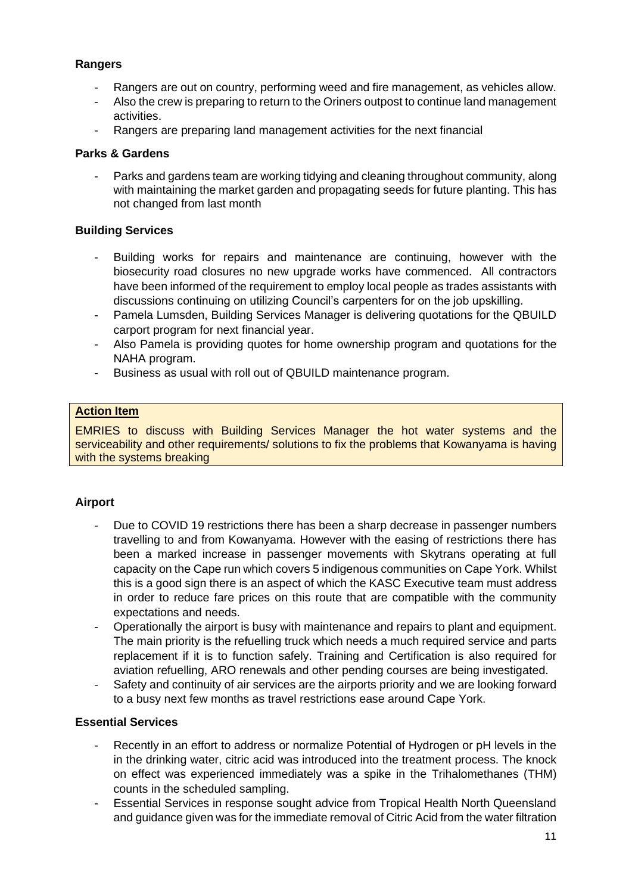**Rangers**

- Rangers are out on country, performing weed and fire management, as vehicles allow.
- Also the crew is preparing to return to the Oriners outpost to continue land management activities.
- Rangers are preparing land management activities for the next financial

**Parks & Gardens**

- Parks and gardens team are working tidying and cleaning throughout community, along with maintaining the market garden and propagating seeds for future planting. This has not changed from last month

**Building Services**

- Building works for repairs and maintenance are continuing, however with the biosecurity road closures no new upgrade works have commenced. All contractors have been informed of the requirement to employ local people as trades assistants with discussions continuing on utilizing Council's carpenters for on the job upskilling.
- Pamela Lumsden, Building Services Manager is delivering quotations for the QBUILD carport program for next financial year.
- Also Pamela is providing quotes for home ownership program and quotations for the NAHA program.
- Business as usual with roll out of QBUILD maintenance program.

**Action Item**

EMRIES to discuss with Building Services Manager the hot water systems and the serviceability and other requirements/ solutions to fix the problems that Kowanyama is having with the systems breaking

**Airport**

- Due to COVID 19 restrictions there has been a sharp decrease in passenger numbers travelling to and from Kowanyama. However with the easing of restrictions there has been a marked increase in passenger movements with Skytrans operating at full capacity on the Cape run which covers 5 indigenous communities on Cape York. Whilst this is a good sign there is an aspect of which the KASC Executive team must address in order to reduce fare prices on this route that are compatible with the community expectations and needs.
- Operationally the airport is busy with maintenance and repairs to plant and equipment. The main priority is the refuelling truck which needs a much required service and parts replacement if it is to function safely. Training and Certification is also required for aviation refuelling, ARO renewals and other pending courses are being investigated.
- Safety and continuity of air services are the airports priority and we are looking forward to a busy next few months as travel restrictions ease around Cape York.

**Essential Services**

- Recently in an effort to address or normalize Potential of Hydrogen or pH levels in the in the drinking water, citric acid was introduced into the treatment process. The knock on effect was experienced immediately was a spike in the Trihalomethanes (THM) counts in the scheduled sampling.
- Essential Services in response sought advice from Tropical Health North Queensland and guidance given was for the immediate removal of Citric Acid from the water filtration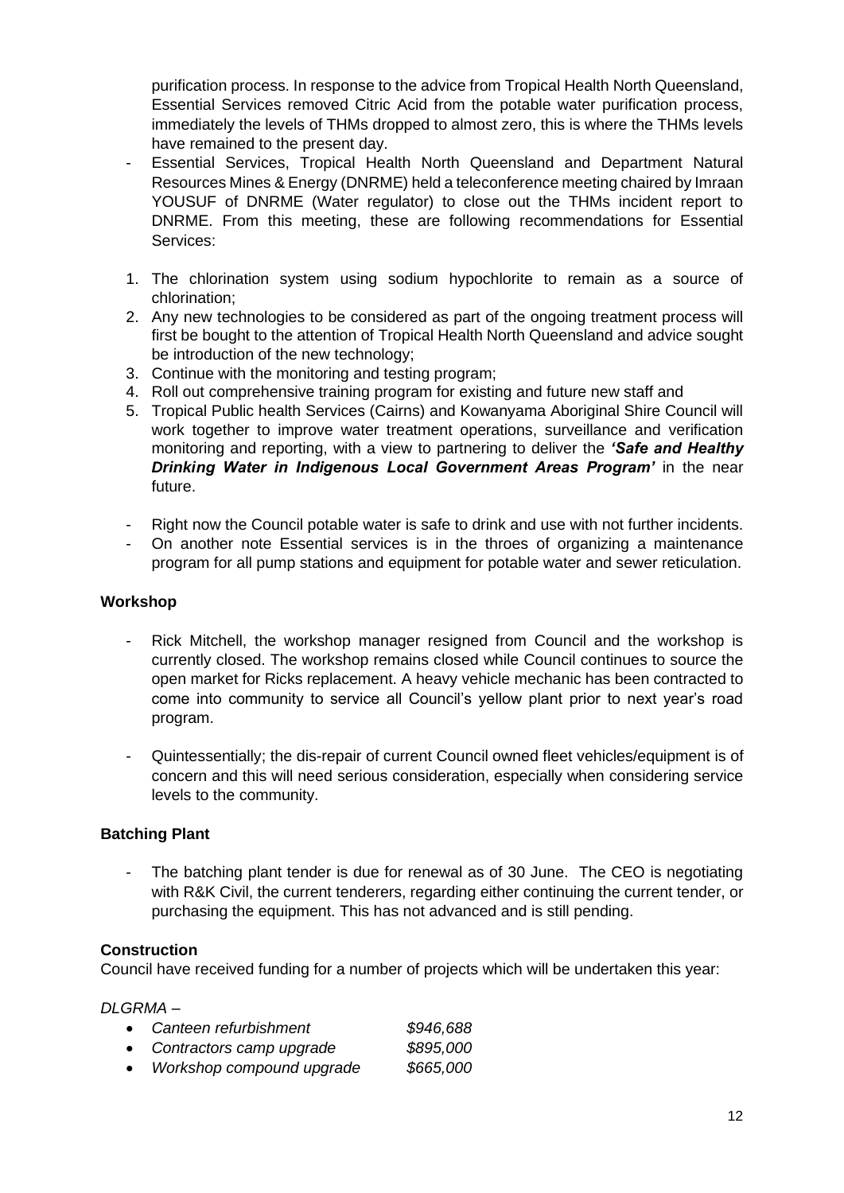purification process. In response to the advice from Tropical Health North Queensland, Essential Services removed Citric Acid from the potable water purification process, immediately the levels of THMs dropped to almost zero, this is where the THMs levels have remained to the present day.

- Essential Services, Tropical Health North Queensland and Department Natural Resources Mines & Energy (DNRME) held a teleconference meeting chaired by Imraan YOUSUF of DNRME (Water regulator) to close out the THMs incident report to DNRME. From this meeting, these are following recommendations for Essential Services:

1. The chlorination system using sodium hypochlorite to remain as a source of chlorination;
2. Any new technologies to be considered as part of the ongoing treatment process will first be bought to the attention of Tropical Health North Queensland and advice sought be introduction of the new technology;
3. Continue with the monitoring and testing program;
4. Roll out comprehensive training program for existing and future new staff and
5. Tropical Public health Services (Cairns) and Kowanyama Aboriginal Shire Council will work together to improve water treatment operations, surveillance and verification monitoring and reporting, with a view to partnering to deliver the ***'Safe and Healthy Drinking Water in Indigenous Local Government Areas Program'*** in the near future.

- Right now the Council potable water is safe to drink and use with not further incidents.
- On another note Essential services is in the throes of organizing a maintenance program for all pump stations and equipment for potable water and sewer reticulation.

**Workshop**

- Rick Mitchell, the workshop manager resigned from Council and the workshop is currently closed. The workshop remains closed while Council continues to source the open market for Ricks replacement. A heavy vehicle mechanic has been contracted to come into community to service all Council's yellow plant prior to next year's road program.

- Quintessentially; the dis-repair of current Council owned fleet vehicles/equipment is of concern and this will need serious consideration, especially when considering service levels to the community.

**Batching Plant**

- The batching plant tender is due for renewal as of 30 June. The CEO is negotiating with R&K Civil, the current tenderers, regarding either continuing the current tender, or purchasing the equipment. This has not advanced and is still pending.

**Construction**

Council have received funding for a number of projects which will be undertaken this year:

*DLGRMA –*

- *Canteen refurbishment* *$946,688*
- *Contractors camp upgrade* *$895,000*
- *Workshop compound upgrade* *$665,000*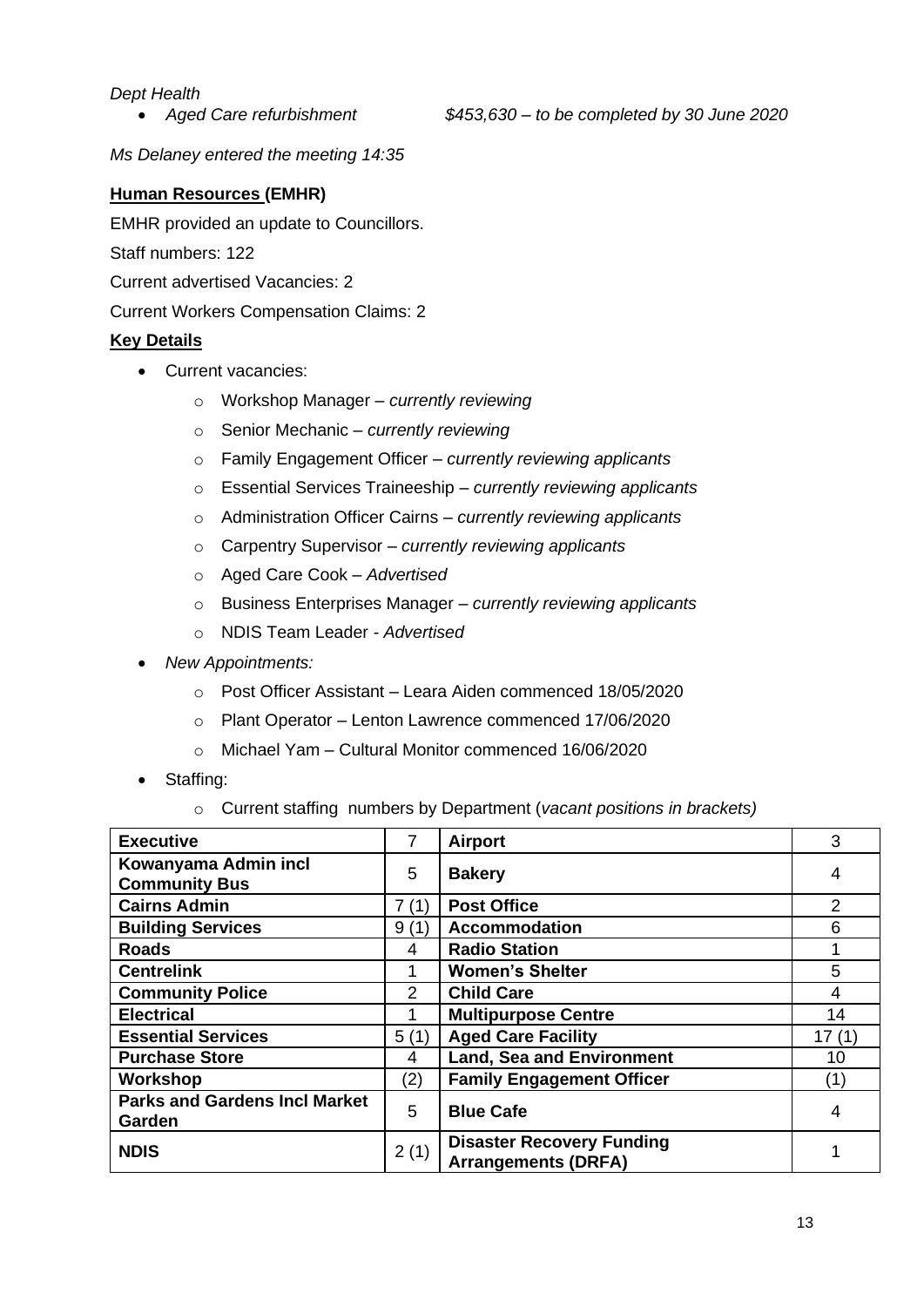*Dept Health*

- *Aged Care refurbishment* *$453,630 – to be completed by 30 June 2020*

*Ms Delaney entered the meeting 14:35*

**Human Resources (EMHR)**

EMHR provided an update to Councillors.

Staff numbers: 122

Current advertised Vacancies: 2

Current Workers Compensation Claims: 2

**Key Details**

- Current vacancies:
  - Workshop Manager – *currently reviewing*
  - Senior Mechanic – *currently reviewing*
  - Family Engagement Officer – *currently reviewing applicants*
  - Essential Services Traineeship – *currently reviewing applicants*
  - Administration Officer Cairns – *currently reviewing applicants*
  - Carpentry Supervisor – *currently reviewing applicants*
  - Aged Care Cook – *Advertised*
  - Business Enterprises Manager – *currently reviewing applicants*
  - NDIS Team Leader - *Advertised*
- *New Appointments:*
  - Post Officer Assistant – Leara Aiden commenced 18/05/2020
  - Plant Operator – Lenton Lawrence commenced 17/06/2020
  - Michael Yam – Cultural Monitor commenced 16/06/2020
- Staffing:
  - Current staffing numbers by Department (*vacant positions in brackets)*

| **Executive** | 7 | **Airport** | 3 |
|---|---|---|---|
| **Kowanyama Admin incl Community Bus** | 5 | **Bakery** | 4 |
| **Cairns Admin** | 7 (1) | **Post Office** | 2 |
| **Building Services** | 9 (1) | **Accommodation** | 6 |
| **Roads** | 4 | **Radio Station** | 1 |
| **Centrelink** | 1 | **Women's Shelter** | 5 |
| **Community Police** | 2 | **Child Care** | 4 |
| **Electrical** | 1 | **Multipurpose Centre** | 14 |
| **Essential Services** | 5 (1) | **Aged Care Facility** | 17 (1) |
| **Purchase Store** | 4 | **Land, Sea and Environment** | 10 |
| **Workshop** | (2) | **Family Engagement Officer** | (1) |
| **Parks and Gardens Incl Market Garden** | 5 | **Blue Cafe** | 4 |
| **NDIS** | 2 (1) | **Disaster Recovery Funding Arrangements (DRFA)** | 1 |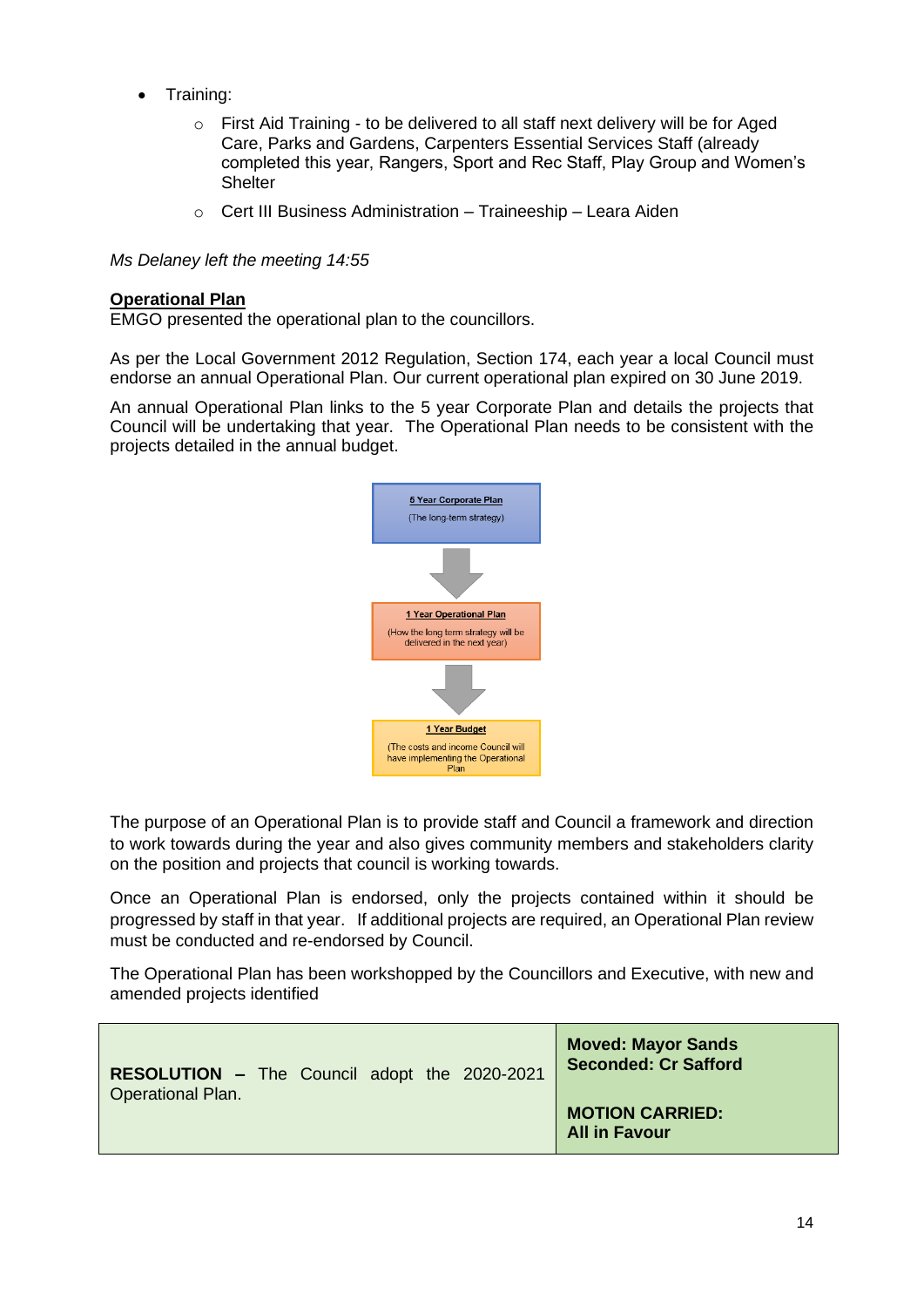- Training:
  - First Aid Training - to be delivered to all staff next delivery will be for Aged Care, Parks and Gardens, Carpenters Essential Services Staff (already completed this year, Rangers, Sport and Rec Staff, Play Group and Women's Shelter
  - Cert III Business Administration – Traineeship – Leara Aiden

*Ms Delaney left the meeting 14:55*

**Operational Plan**

EMGO presented the operational plan to the councillors.

As per the Local Government 2012 Regulation, Section 174, each year a local Council must endorse an annual Operational Plan. Our current operational plan expired on 30 June 2019.

An annual Operational Plan links to the 5 year Corporate Plan and details the projects that Council will be undertaking that year. The Operational Plan needs to be consistent with the projects detailed in the annual budget.

**5 Year Corporate Plan**
(The long-term strategy)

↓

**1 Year Operational Plan**
(How the long term strategy will be delivered in the next year)

↓

**1 Year Budget**
(The costs and income Council will have implementing the Operational Plan)

The purpose of an Operational Plan is to provide staff and Council a framework and direction to work towards during the year and also gives community members and stakeholders clarity on the position and projects that council is working towards.

Once an Operational Plan is endorsed, only the projects contained within it should be progressed by staff in that year. If additional projects are required, an Operational Plan review must be conducted and re-endorsed by Council.

The Operational Plan has been workshopped by the Councillors and Executive, with new and amended projects identified

| **RESOLUTION –** The Council adopt the 2020-2021 Operational Plan. | **Moved: Mayor Sands**<br>**Seconded: Cr Safford**<br><br>**MOTION CARRIED:**<br>**All in Favour** |
|---|---|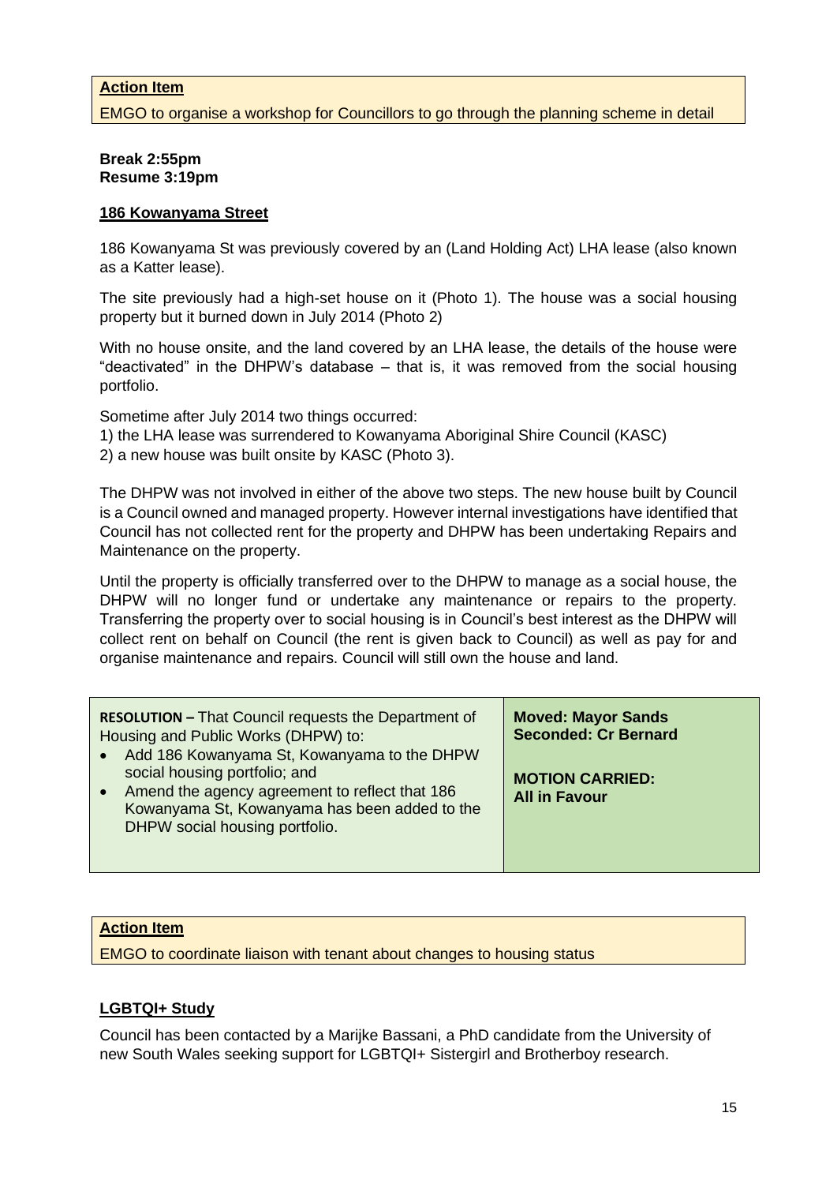**Action Item**

EMGO to organise a workshop for Councillors to go through the planning scheme in detail

**Break 2:55pm**
**Resume 3:19pm**

**186 Kowanyama Street**

186 Kowanyama St was previously covered by an (Land Holding Act) LHA lease (also known as a Katter lease).

The site previously had a high-set house on it (Photo 1). The house was a social housing property but it burned down in July 2014 (Photo 2)

With no house onsite, and the land covered by an LHA lease, the details of the house were "deactivated" in the DHPW's database – that is, it was removed from the social housing portfolio.

Sometime after July 2014 two things occurred:
1) the LHA lease was surrendered to Kowanyama Aboriginal Shire Council (KASC)
2) a new house was built onsite by KASC (Photo 3).

The DHPW was not involved in either of the above two steps. The new house built by Council is a Council owned and managed property. However internal investigations have identified that Council has not collected rent for the property and DHPW has been undertaking Repairs and Maintenance on the property.

Until the property is officially transferred over to the DHPW to manage as a social house, the DHPW will no longer fund or undertake any maintenance or repairs to the property. Transferring the property over to social housing is in Council's best interest as the DHPW will collect rent on behalf on Council (the rent is given back to Council) as well as pay for and organise maintenance and repairs. Council will still own the house and land.

| **RESOLUTION –** That Council requests the Department of Housing and Public Works (DHPW) to:<br>• Add 186 Kowanyama St, Kowanyama to the DHPW social housing portfolio; and<br>• Amend the agency agreement to reflect that 186 Kowanyama St, Kowanyama has been added to the DHPW social housing portfolio. | **Moved: Mayor Sands**<br>**Seconded: Cr Bernard**<br><br>**MOTION CARRIED:**<br>**All in Favour** |
|---|---|

**Action Item**

EMGO to coordinate liaison with tenant about changes to housing status

**LGBTQI+ Study**

Council has been contacted by a Marijke Bassani, a PhD candidate from the University of new South Wales seeking support for LGBTQI+ Sistergirl and Brotherboy research.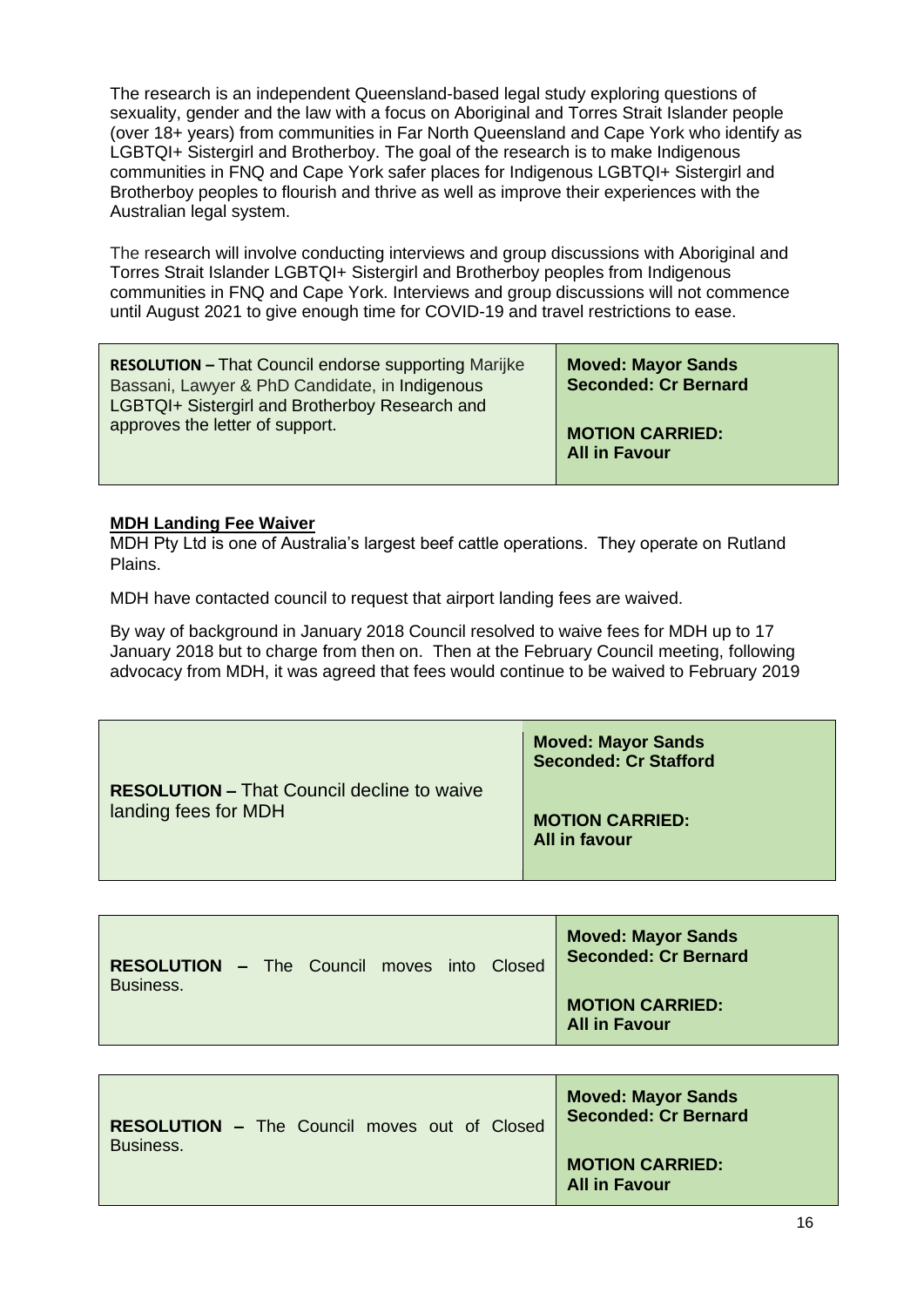The research is an independent Queensland-based legal study exploring questions of sexuality, gender and the law with a focus on Aboriginal and Torres Strait Islander people (over 18+ years) from communities in Far North Queensland and Cape York who identify as LGBTQI+ Sistergirl and Brotherboy. The goal of the research is to make Indigenous communities in FNQ and Cape York safer places for Indigenous LGBTQI+ Sistergirl and Brotherboy peoples to flourish and thrive as well as improve their experiences with the Australian legal system.

The research will involve conducting interviews and group discussions with Aboriginal and Torres Strait Islander LGBTQI+ Sistergirl and Brotherboy peoples from Indigenous communities in FNQ and Cape York. Interviews and group discussions will not commence until August 2021 to give enough time for COVID-19 and travel restrictions to ease.

| | |
|---|---|
| **RESOLUTION –** That Council endorse supporting Marijke Bassani, Lawyer & PhD Candidate, in Indigenous LGBTQI+ Sistergirl and Brotherboy Research and approves the letter of support. | **Moved: Mayor Sands**<br>**Seconded: Cr Bernard**<br><br>**MOTION CARRIED:**<br>**All in Favour** |

**MDH Landing Fee Waiver**

MDH Pty Ltd is one of Australia's largest beef cattle operations. They operate on Rutland Plains.

MDH have contacted council to request that airport landing fees are waived.

By way of background in January 2018 Council resolved to waive fees for MDH up to 17 January 2018 but to charge from then on. Then at the February Council meeting, following advocacy from MDH, it was agreed that fees would continue to be waived to February 2019

| | |
|---|---|
| **RESOLUTION –** That Council decline to waive landing fees for MDH | **Moved: Mayor Sands**<br>**Seconded: Cr Stafford**<br><br>**MOTION CARRIED:**<br>**All in favour** |

| | |
|---|---|
| **RESOLUTION –** The Council moves into Closed Business. | **Moved: Mayor Sands**<br>**Seconded: Cr Bernard**<br><br>**MOTION CARRIED:**<br>**All in Favour** |

| | |
|---|---|
| **RESOLUTION –** The Council moves out of Closed Business. | **Moved: Mayor Sands**<br>**Seconded: Cr Bernard**<br><br>**MOTION CARRIED:**<br>**All in Favour** |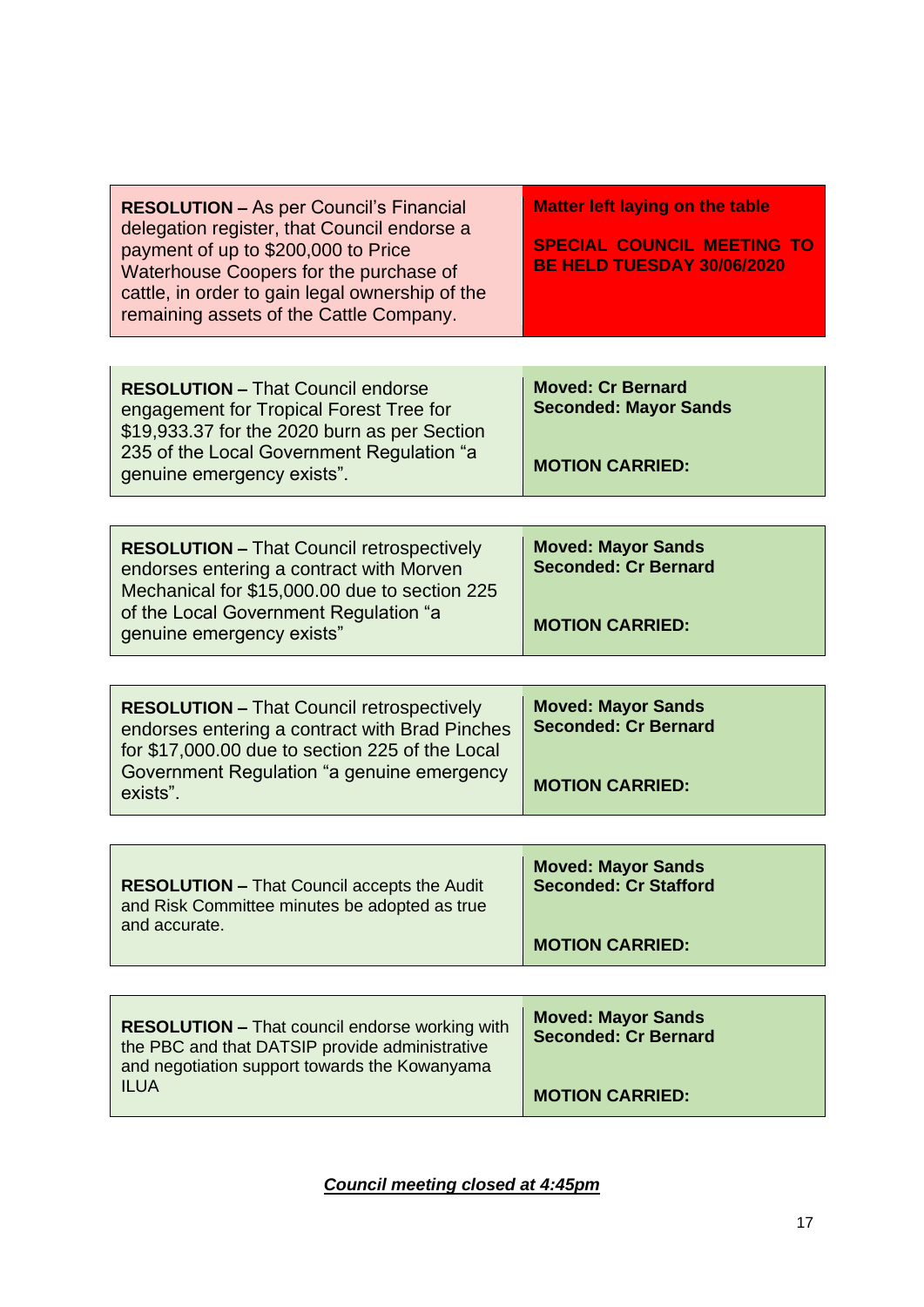| | |
|---|---|
| **RESOLUTION –** As per Council's Financial delegation register, that Council endorse a payment of up to $200,000 to Price Waterhouse Coopers for the purchase of cattle, in order to gain legal ownership of the remaining assets of the Cattle Company. | **Matter left laying on the table**<br><br>**SPECIAL COUNCIL MEETING TO BE HELD TUESDAY 30/06/2020** |

| | |
|---|---|
| **RESOLUTION –** That Council endorse engagement for Tropical Forest Tree for $19,933.37 for the 2020 burn as per Section 235 of the Local Government Regulation "a genuine emergency exists". | **Moved: Cr Bernard**<br>**Seconded: Mayor Sands**<br><br>**MOTION CARRIED:** |

| | |
|---|---|
| **RESOLUTION –** That Council retrospectively endorses entering a contract with Morven Mechanical for $15,000.00 due to section 225 of the Local Government Regulation "a genuine emergency exists" | **Moved: Mayor Sands**<br>**Seconded: Cr Bernard**<br><br>**MOTION CARRIED:** |

| | |
|---|---|
| **RESOLUTION –** That Council retrospectively endorses entering a contract with Brad Pinches for $17,000.00 due to section 225 of the Local Government Regulation "a genuine emergency exists". | **Moved: Mayor Sands**<br>**Seconded: Cr Bernard**<br><br>**MOTION CARRIED:** |

| | |
|---|---|
| **RESOLUTION –** That Council accepts the Audit and Risk Committee minutes be adopted as true and accurate. | **Moved: Mayor Sands**<br>**Seconded: Cr Stafford**<br><br>**MOTION CARRIED:** |

| | |
|---|---|
| **RESOLUTION –** That council endorse working with the PBC and that DATSIP provide administrative and negotiation support towards the Kowanyama ILUA | **Moved: Mayor Sands**<br>**Seconded: Cr Bernard**<br><br>**MOTION CARRIED:** |

***Council meeting closed at 4:45pm***